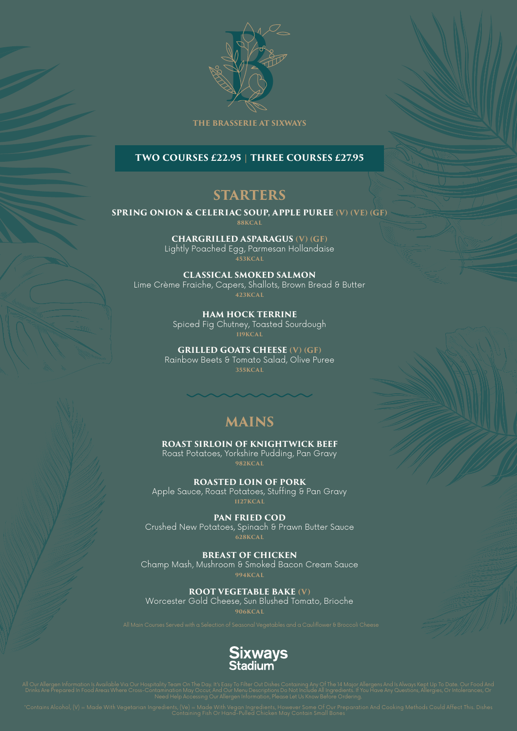THE BRASSERIE AT SIXWAYS

**TWO COURSES £22.95 | THREE COURSES £27.95**

## STARTERS

**SPRING ONION & CELERIAC SOUP, APPLE PUREE (V) (VE) (GF)**
88KCAL

**CHARGRILLED ASPARAGUS (V) (GF)**
Lightly Poached Egg, Parmesan Hollandaise
453KCAL

**CLASSICAL SMOKED SALMON**
Lime Crème Fraiche, Capers, Shallots, Brown Bread & Butter
423KCAL

**HAM HOCK TERRINE**
Spiced Fig Chutney, Toasted Sourdough
119KCAL

**GRILLED GOATS CHEESE (V) (GF)**
Rainbow Beets & Tomato Salad, Olive Puree
355KCAL

## MAINS

**ROAST SIRLOIN OF KNIGHTWICK BEEF**
Roast Potatoes, Yorkshire Pudding, Pan Gravy
982KCAL

**ROASTED LOIN OF PORK**
Apple Sauce, Roast Potatoes, Stuffing & Pan Gravy
1127KCAL

**PAN FRIED COD**
Crushed New Potatoes, Spinach & Prawn Butter Sauce
628KCAL

**BREAST OF CHICKEN**
Champ Mash, Mushroom & Smoked Bacon Cream Sauce
994KCAL

**ROOT VEGETABLE BAKE (V)**
Worcester Gold Cheese, Sun Blushed Tomato, Brioche
906KCAL

All Main Courses Served with a Selection of Seasonal Vegetables and a Cauliflower & Broccoli Cheese

Sixways Stadium

All Our Allergen Information Is Available Via Our Hospitality Team On The Day. It's Easy To Filter Out Dishes Containing Any Of The 14 Major Allergens And Is Always Kept Up To Date. Our Food And Drinks Are Prepared In Food Areas Where Cross-Contamination May Occur, And Our Menu Descriptions Do Not Include All Ingredients. If You Have Any Questions, Allergies, Or Intolerances, Or Need Help Accessing Our Allergen Information, Please Let Us Know Before Ordering.

*Contains Alcohol, (V) = Made With Vegetarian Ingredients, (Ve) = Made With Vegan Ingredients, However Some Of Our Preparation And Cooking Methods Could Affect This. Dishes Containing Fish Or Hand-Pulled Chicken May Contain Small Bones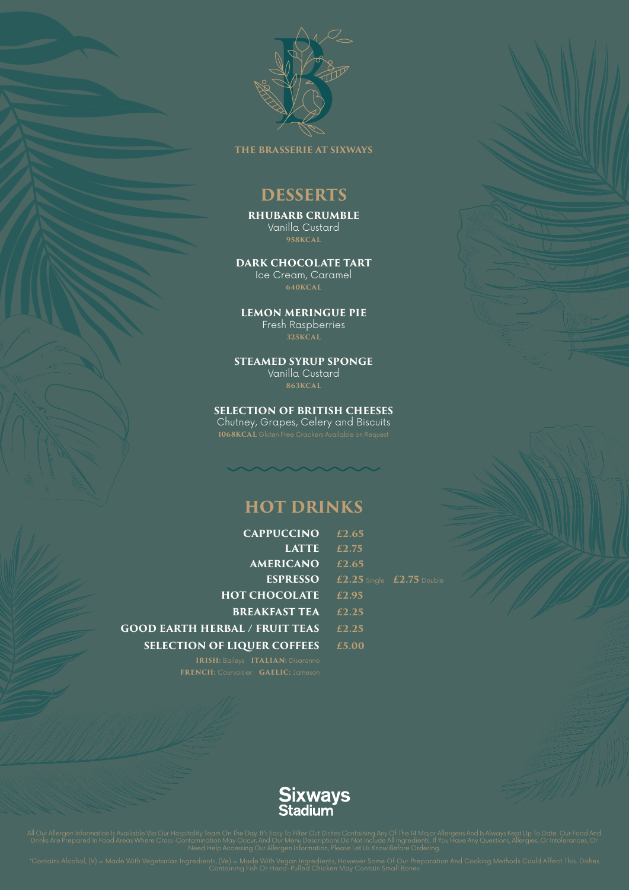THE BRASSERIE AT SIXWAYS

## DESSERTS

**RHUBARB CRUMBLE**
Vanilla Custard
958KCAL

**DARK CHOCOLATE TART**
Ice Cream, Caramel
640KCAL

**LEMON MERINGUE PIE**
Fresh Raspberries
325KCAL

**STEAMED SYRUP SPONGE**
Vanilla Custard
863KCAL

**SELECTION OF BRITISH CHEESES**
Chutney, Grapes, Celery and Biscuits
1068KCAL Gluten Free Crackers Available on Request

## HOT DRINKS

| | |
|---|---|
| **CAPPUCCINO** | £2.65 |
| **LATTE** | £2.75 |
| **AMERICANO** | £2.65 |
| **ESPRESSO** | £2.25 Single £2.75 Double |
| **HOT CHOCOLATE** | £2.95 |
| **BREAKFAST TEA** | £2.25 |
| **GOOD EARTH HERBAL / FRUIT TEAS** | £2.25 |
| **SELECTION OF LIQUER COFFEES** | £5.00 |

**IRISH:** Baileys **ITALIAN:** Disaronno
**FRENCH:** Courvoisier **GAELIC:** Jameson

Sixways Stadium

All Our Allergen Information Is Available Via Our Hospitality Team On The Day. It's Easy To Filter Out Dishes Containing Any Of The 14 Major Allergens And Is Always Kept Up To Date. Our Food And Drinks Are Prepared In Food Areas Where Cross-Contamination May Occur, And Our Menu Descriptions Do Not Include All Ingredients. If You Have Any Questions, Allergies, Or Intolerances, Or Need Help Accessing Our Allergen Information, Please Let Us Know Before Ordering.

*Contains Alcohol, (V) = Made With Vegetarian Ingredients, (Ve) = Made With Vegan Ingredients, However Some Of Our Preparation And Cooking Methods Could Affect This. Dishes Containing Fish Or Hand-Pulled Chicken May Contain Small Bones